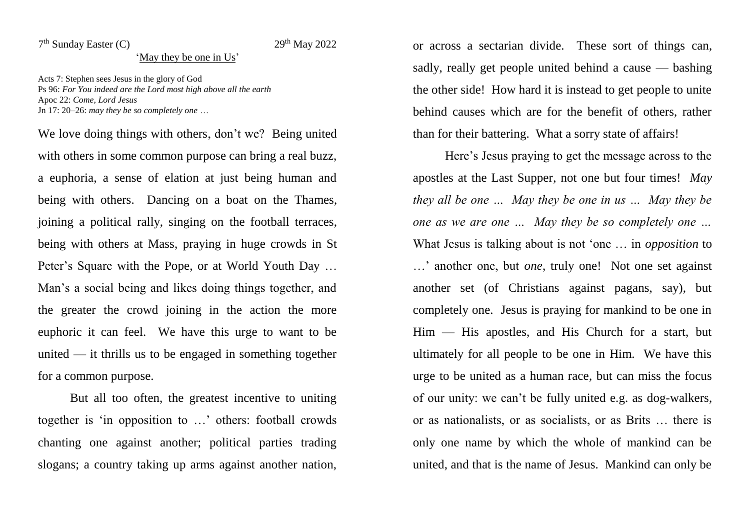7th Sunday Easter (C) 29th May 2022

'<u>May they be one in Us</u>'

Acts 7: Stephen sees Jesus in the glory of God
Ps 96: *For You indeed are the Lord most high above all the earth*
Apoc 22: *Come, Lord Jesus*
Jn 17: 20–26: *may they be so completely one …*

We love doing things with others, don't we? Being united with others in some common purpose can bring a real buzz, a euphoria, a sense of elation at just being human and being with others. Dancing on a boat on the Thames, joining a political rally, singing on the football terraces, being with others at Mass, praying in huge crowds in St Peter's Square with the Pope, or at World Youth Day … Man's a social being and likes doing things together, and the greater the crowd joining in the action the more euphoric it can feel. We have this urge to want to be united — it thrills us to be engaged in something together for a common purpose.

But all too often, the greatest incentive to uniting together is 'in opposition to …' others: football crowds chanting one against another; political parties trading slogans; a country taking up arms against another nation, or across a sectarian divide. These sort of things can, sadly, really get people united behind a cause — bashing the other side! How hard it is instead to get people to unite behind causes which are for the benefit of others, rather than for their battering. What a sorry state of affairs!

Here's Jesus praying to get the message across to the apostles at the Last Supper, not one but four times! *May they all be one … May they be one in us … May they be one as we are one … May they be so completely one …* What Jesus is talking about is not 'one … in *opposition* to …' another one, but *one*, truly one! Not one set against another set (of Christians against pagans, say), but completely one. Jesus is praying for mankind to be one in Him — His apostles, and His Church for a start, but ultimately for all people to be one in Him. We have this urge to be united as a human race, but can miss the focus of our unity: we can't be fully united e.g. as dog-walkers, or as nationalists, or as socialists, or as Brits … there is only one name by which the whole of mankind can be united, and that is the name of Jesus. Mankind can only be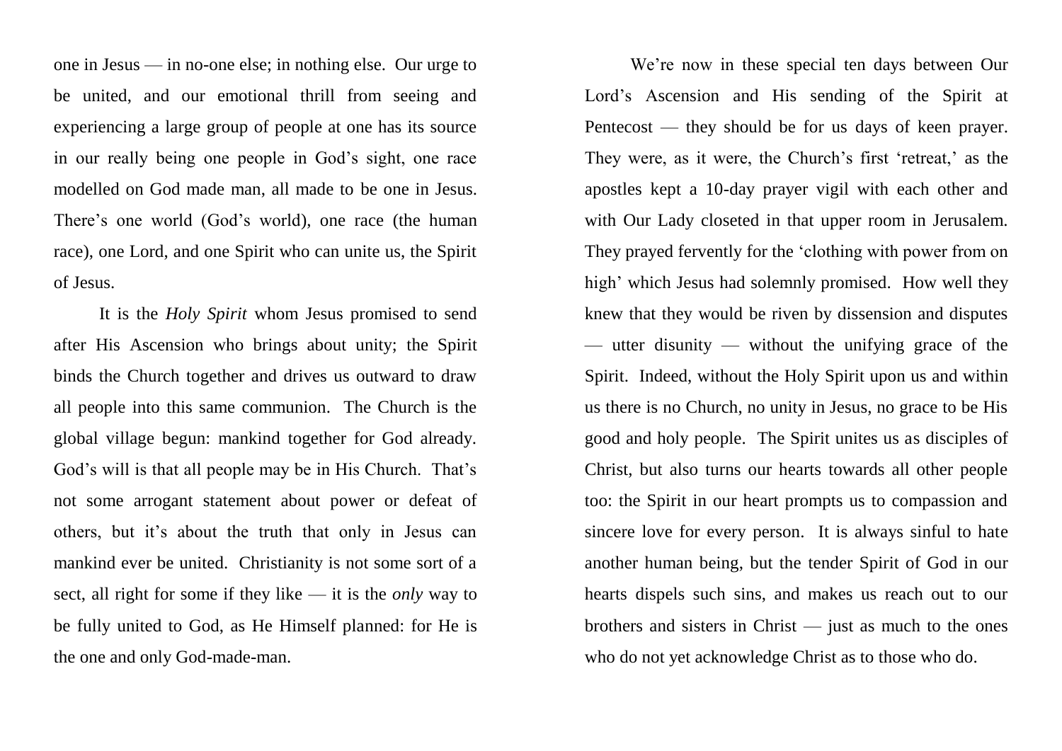one in Jesus — in no-one else; in nothing else. Our urge to be united, and our emotional thrill from seeing and experiencing a large group of people at one has its source in our really being one people in God's sight, one race modelled on God made man, all made to be one in Jesus. There's one world (God's world), one race (the human race), one Lord, and one Spirit who can unite us, the Spirit of Jesus.

It is the *Holy Spirit* whom Jesus promised to send after His Ascension who brings about unity; the Spirit binds the Church together and drives us outward to draw all people into this same communion. The Church is the global village begun: mankind together for God already. God's will is that all people may be in His Church. That's not some arrogant statement about power or defeat of others, but it's about the truth that only in Jesus can mankind ever be united. Christianity is not some sort of a sect, all right for some if they like — it is the *only* way to be fully united to God, as He Himself planned: for He is the one and only God-made-man.

We're now in these special ten days between Our Lord's Ascension and His sending of the Spirit at Pentecost — they should be for us days of keen prayer. They were, as it were, the Church's first 'retreat,' as the apostles kept a 10-day prayer vigil with each other and with Our Lady closeted in that upper room in Jerusalem. They prayed fervently for the 'clothing with power from on high' which Jesus had solemnly promised. How well they knew that they would be riven by dissension and disputes — utter disunity — without the unifying grace of the Spirit. Indeed, without the Holy Spirit upon us and within us there is no Church, no unity in Jesus, no grace to be His good and holy people. The Spirit unites us as disciples of Christ, but also turns our hearts towards all other people too: the Spirit in our heart prompts us to compassion and sincere love for every person. It is always sinful to hate another human being, but the tender Spirit of God in our hearts dispels such sins, and makes us reach out to our brothers and sisters in Christ — just as much to the ones who do not yet acknowledge Christ as to those who do.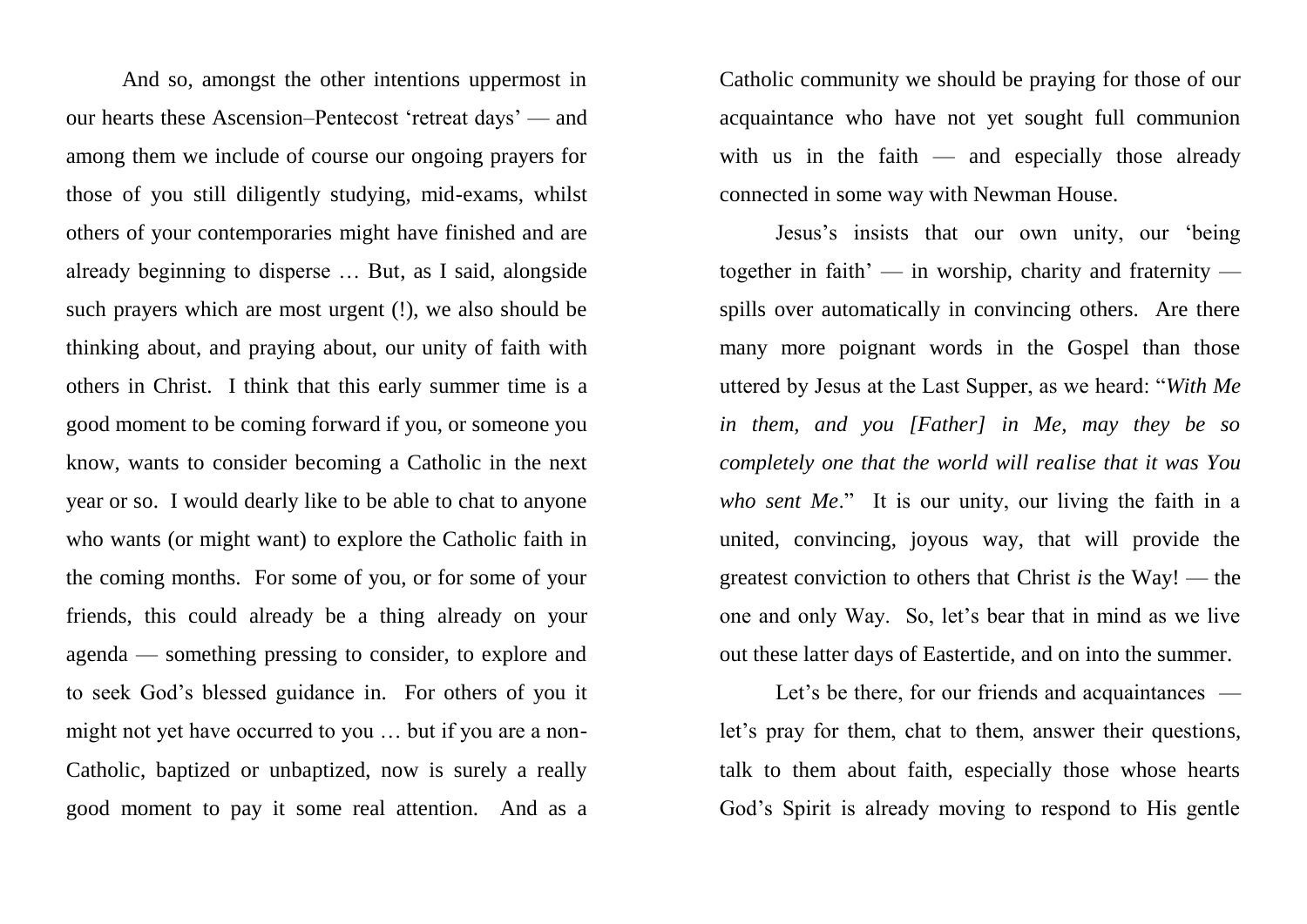And so, amongst the other intentions uppermost in our hearts these Ascension–Pentecost 'retreat days' — and among them we include of course our ongoing prayers for those of you still diligently studying, mid-exams, whilst others of your contemporaries might have finished and are already beginning to disperse … But, as I said, alongside such prayers which are most urgent (!), we also should be thinking about, and praying about, our unity of faith with others in Christ. I think that this early summer time is a good moment to be coming forward if you, or someone you know, wants to consider becoming a Catholic in the next year or so. I would dearly like to be able to chat to anyone who wants (or might want) to explore the Catholic faith in the coming months. For some of you, or for some of your friends, this could already be a thing already on your agenda — something pressing to consider, to explore and to seek God's blessed guidance in. For others of you it might not yet have occurred to you … but if you are a non-Catholic, baptized or unbaptized, now is surely a really good moment to pay it some real attention. And as a Catholic community we should be praying for those of our acquaintance who have not yet sought full communion with us in the faith — and especially those already connected in some way with Newman House.

Jesus's insists that our own unity, our 'being together in faith' — in worship, charity and fraternity — spills over automatically in convincing others. Are there many more poignant words in the Gospel than those uttered by Jesus at the Last Supper, as we heard: "*With Me in them, and you [Father] in Me, may they be so completely one that the world will realise that it was You who sent Me*." It is our unity, our living the faith in a united, convincing, joyous way, that will provide the greatest conviction to others that Christ *is* the Way! — the one and only Way. So, let's bear that in mind as we live out these latter days of Eastertide, and on into the summer.

Let's be there, for our friends and acquaintances — let's pray for them, chat to them, answer their questions, talk to them about faith, especially those whose hearts God's Spirit is already moving to respond to His gentle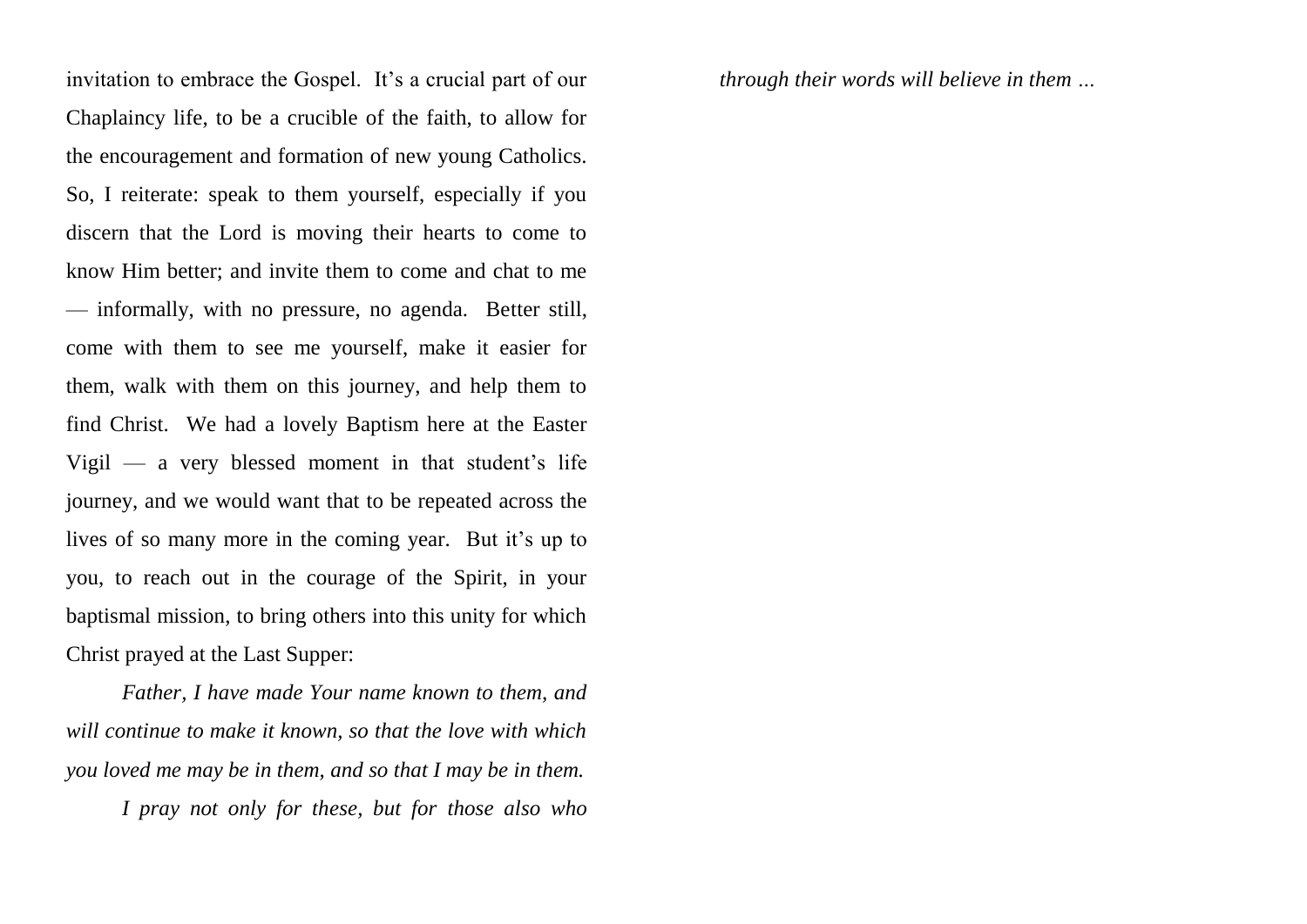invitation to embrace the Gospel. It's a crucial part of our Chaplaincy life, to be a crucible of the faith, to allow for the encouragement and formation of new young Catholics. So, I reiterate: speak to them yourself, especially if you discern that the Lord is moving their hearts to come to know Him better; and invite them to come and chat to me — informally, with no pressure, no agenda. Better still, come with them to see me yourself, make it easier for them, walk with them on this journey, and help them to find Christ. We had a lovely Baptism here at the Easter Vigil — a very blessed moment in that student's life journey, and we would want that to be repeated across the lives of so many more in the coming year. But it's up to you, to reach out in the courage of the Spirit, in your baptismal mission, to bring others into this unity for which Christ prayed at the Last Supper:

*Father, I have made Your name known to them, and will continue to make it known, so that the love with which you loved me may be in them, and so that I may be in them.*

*I pray not only for these, but for those also who through their words will believe in them …*